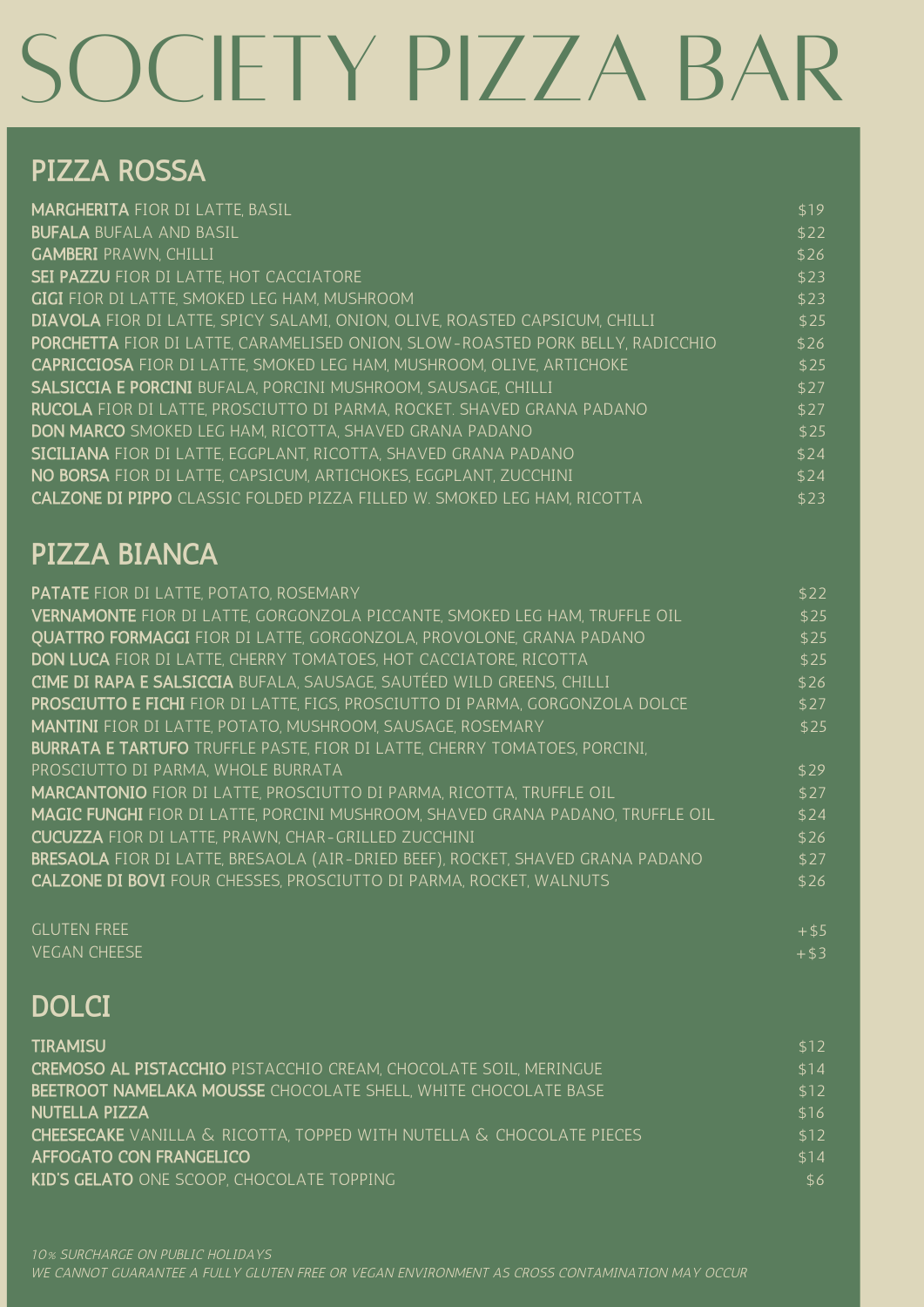# SOCIETY PIZZA BAR

## PIZZA ROSSA

| | |
|---|---|
| **MARGHERITA** FIOR DI LATTE, BASIL | $19 |
| **BUFALA** BUFALA AND BASIL | $22 |
| **GAMBERI** PRAWN, CHILLI | $26 |
| **SEI PAZZU** FIOR DI LATTE, HOT CACCIATORE | $23 |
| **GIGI** FIOR DI LATTE, SMOKED LEG HAM, MUSHROOM | $23 |
| **DIAVOLA** FIOR DI LATTE, SPICY SALAMI, ONION, OLIVE, ROASTED CAPSICUM, CHILLI | $25 |
| **PORCHETTA** FIOR DI LATTE, CARAMELISED ONION, SLOW-ROASTED PORK BELLY, RADICCHIO | $26 |
| **CAPRICCIOSA** FIOR DI LATTE, SMOKED LEG HAM, MUSHROOM, OLIVE, ARTICHOKE | $25 |
| **SALSICCIA E PORCINI** BUFALA, PORCINI MUSHROOM, SAUSAGE, CHILLI | $27 |
| **RUCOLA** FIOR DI LATTE, PROSCIUTTO DI PARMA, ROCKET. SHAVED GRANA PADANO | $27 |
| **DON MARCO** SMOKED LEG HAM, RICOTTA, SHAVED GRANA PADANO | $25 |
| **SICILIANA** FIOR DI LATTE, EGGPLANT, RICOTTA, SHAVED GRANA PADANO | $24 |
| **NO BORSA** FIOR DI LATTE, CAPSICUM, ARTICHOKES, EGGPLANT, ZUCCHINI | $24 |
| **CALZONE DI PIPPO** CLASSIC FOLDED PIZZA FILLED W. SMOKED LEG HAM, RICOTTA | $23 |

## PIZZA BIANCA

| | |
|---|---|
| **PATATE** FIOR DI LATTE, POTATO, ROSEMARY | $22 |
| **VERNAMONTE** FIOR DI LATTE, GORGONZOLA PICCANTE, SMOKED LEG HAM, TRUFFLE OIL | $25 |
| **QUATTRO FORMAGGI** FIOR DI LATTE, GORGONZOLA, PROVOLONE, GRANA PADANO | $25 |
| **DON LUCA** FIOR DI LATTE, CHERRY TOMATOES, HOT CACCIATORE, RICOTTA | $25 |
| **CIME DI RAPA E SALSICCIA** BUFALA, SAUSAGE, SAUTÉED WILD GREENS, CHILLI | $26 |
| **PROSCIUTTO E FICHI** FIOR DI LATTE, FIGS, PROSCIUTTO DI PARMA, GORGONZOLA DOLCE | $27 |
| **MANTINI** FIOR DI LATTE, POTATO, MUSHROOM, SAUSAGE, ROSEMARY | $25 |
| **BURRATA E TARTUFO** TRUFFLE PASTE, FIOR DI LATTE, CHERRY TOMATOES, PORCINI, PROSCIUTTO DI PARMA, WHOLE BURRATA | $29 |
| **MARCANTONIO** FIOR DI LATTE, PROSCIUTTO DI PARMA, RICOTTA, TRUFFLE OIL | $27 |
| **MAGIC FUNGHI** FIOR DI LATTE, PORCINI MUSHROOM, SHAVED GRANA PADANO, TRUFFLE OIL | $24 |
| **CUCUZZA** FIOR DI LATTE, PRAWN, CHAR-GRILLED ZUCCHINI | $26 |
| **BRESAOLA** FIOR DI LATTE, BRESAOLA (AIR-DRIED BEEF), ROCKET, SHAVED GRANA PADANO | $27 |
| **CALZONE DI BOVI** FOUR CHESSES, PROSCIUTTO DI PARMA, ROCKET, WALNUTS | $26 |

| | |
|---|---|
| GLUTEN FREE | +$5 |
| VEGAN CHEESE | +$3 |

## DOLCI

| | |
|---|---|
| **TIRAMISU** | $12 |
| **CREMOSO AL PISTACCHIO** PISTACCHIO CREAM, CHOCOLATE SOIL, MERINGUE | $14 |
| **BEETROOT NAMELAKA MOUSSE** CHOCOLATE SHELL, WHITE CHOCOLATE BASE | $12 |
| **NUTELLA PIZZA** | $16 |
| **CHEESECAKE** VANILLA & RICOTTA, TOPPED WITH NUTELLA & CHOCOLATE PIECES | $12 |
| **AFFOGATO CON FRANGELICO** | $14 |
| **KID'S GELATO** ONE SCOOP, CHOCOLATE TOPPING | $6 |

*10% SURCHARGE ON PUBLIC HOLIDAYS*
*WE CANNOT GUARANTEE A FULLY GLUTEN FREE OR VEGAN ENVIRONMENT AS CROSS CONTAMINATION MAY OCCUR*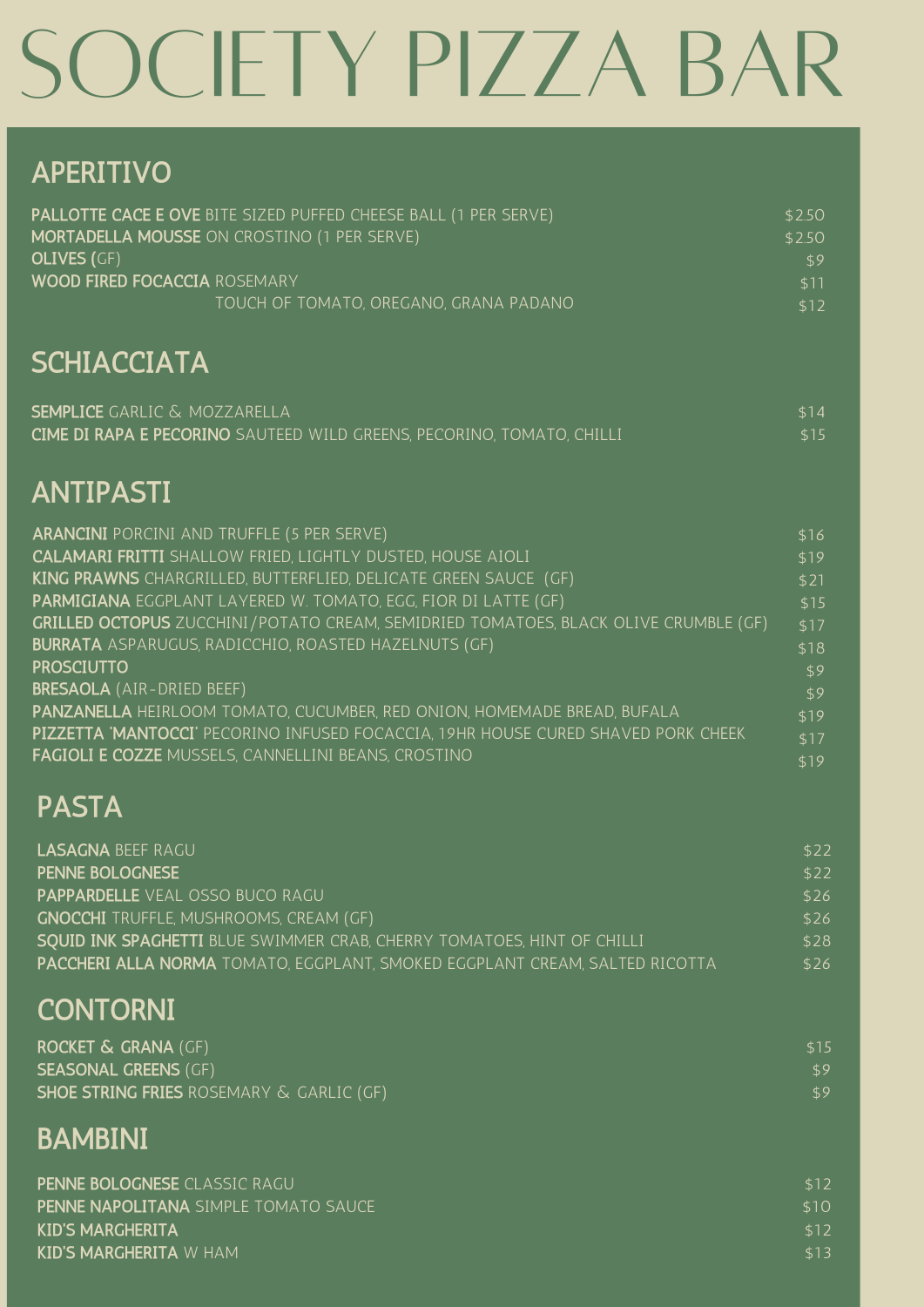# SOCIETY PIZZA BAR

## APERITIVO

| | |
|---|---|
| **PALLOTTE CACE E OVE** BITE SIZED PUFFED CHEESE BALL (1 PER SERVE) | $2.50 |
| **MORTADELLA MOUSSE** ON CROSTINO (1 PER SERVE) | $2.50 |
| **OLIVES** (GF) | $9 |
| **WOOD FIRED FOCACCIA** ROSEMARY | $11 |
| TOUCH OF TOMATO, OREGANO, GRANA PADANO | $12 |

## SCHIACCIATA

| | |
|---|---|
| **SEMPLICE** GARLIC & MOZZARELLA | $14 |
| **CIME DI RAPA E PECORINO** SAUTEED WILD GREENS, PECORINO, TOMATO, CHILLI | $15 |

## ANTIPASTI

| | |
|---|---|
| **ARANCINI** PORCINI AND TRUFFLE (5 PER SERVE) | $16 |
| **CALAMARI FRITTI** SHALLOW FRIED, LIGHTLY DUSTED, HOUSE AIOLI | $19 |
| **KING PRAWNS** CHARGRILLED, BUTTERFLIED, DELICATE GREEN SAUCE (GF) | $21 |
| **PARMIGIANA** EGGPLANT LAYERED W. TOMATO, EGG, FIOR DI LATTE (GF) | $15 |
| **GRILLED OCTOPUS** ZUCCHINI/POTATO CREAM, SEMIDRIED TOMATOES, BLACK OLIVE CRUMBLE (GF) | $17 |
| **BURRATA** ASPARUGUS, RADICCHIO, ROASTED HAZELNUTS (GF) | $18 |
| **PROSCIUTTO** | $9 |
| **BRESAOLA** (AIR-DRIED BEEF) | $9 |
| **PANZANELLA** HEIRLOOM TOMATO, CUCUMBER, RED ONION, HOMEMADE BREAD, BUFALA | $19 |
| **PIZZETTA 'MANTOCCI'** PECORINO INFUSED FOCACCIA, 19HR HOUSE CURED SHAVED PORK CHEEK | $17 |
| **FAGIOLI E COZZE** MUSSELS, CANNELLINI BEANS, CROSTINO | $19 |

## PASTA

| | |
|---|---|
| **LASAGNA** BEEF RAGU | $22 |
| **PENNE BOLOGNESE** | $22 |
| **PAPPARDELLE** VEAL OSSO BUCO RAGU | $26 |
| **GNOCCHI** TRUFFLE, MUSHROOMS, CREAM (GF) | $26 |
| **SQUID INK SPAGHETTI** BLUE SWIMMER CRAB, CHERRY TOMATOES, HINT OF CHILLI | $28 |
| **PACCHERI ALLA NORMA** TOMATO, EGGPLANT, SMOKED EGGPLANT CREAM, SALTED RICOTTA | $26 |

## CONTORNI

| | |
|---|---|
| **ROCKET & GRANA** (GF) | $15 |
| **SEASONAL GREENS** (GF) | $9 |
| **SHOE STRING FRIES** ROSEMARY & GARLIC (GF) | $9 |

## BAMBINI

| | |
|---|---|
| **PENNE BOLOGNESE** CLASSIC RAGU | $12 |
| **PENNE NAPOLITANA** SIMPLE TOMATO SAUCE | $10 |
| **KID'S MARGHERITA** | $12 |
| **KID'S MARGHERITA** W HAM | $13 |